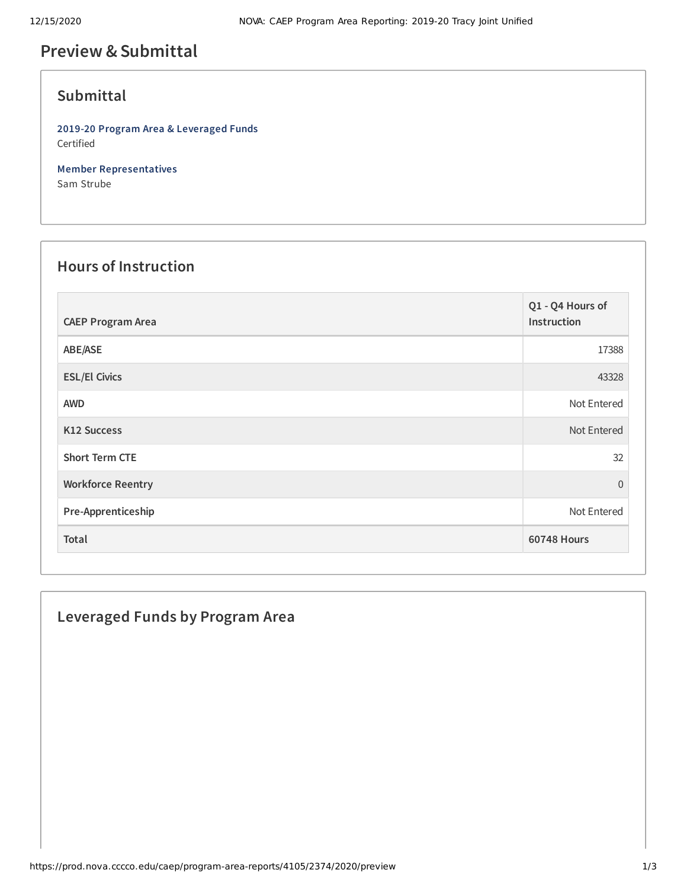# Preview & Submittal

## Submittal

**2019-20 Program Area & Leveraged Funds**
Certified

**Member Representatives**
Sam Strube

## Hours of Instruction

| CAEP Program Area | Q1 - Q4 Hours of Instruction |
|---|---|
| ABE/ASE | 17388 |
| ESL/El Civics | 43328 |
| AWD | Not Entered |
| K12 Success | Not Entered |
| Short Term CTE | 32 |
| Workforce Reentry | 0 |
| Pre-Apprenticeship | Not Entered |
| **Total** | **60748 Hours** |

## Leveraged Funds by Program Area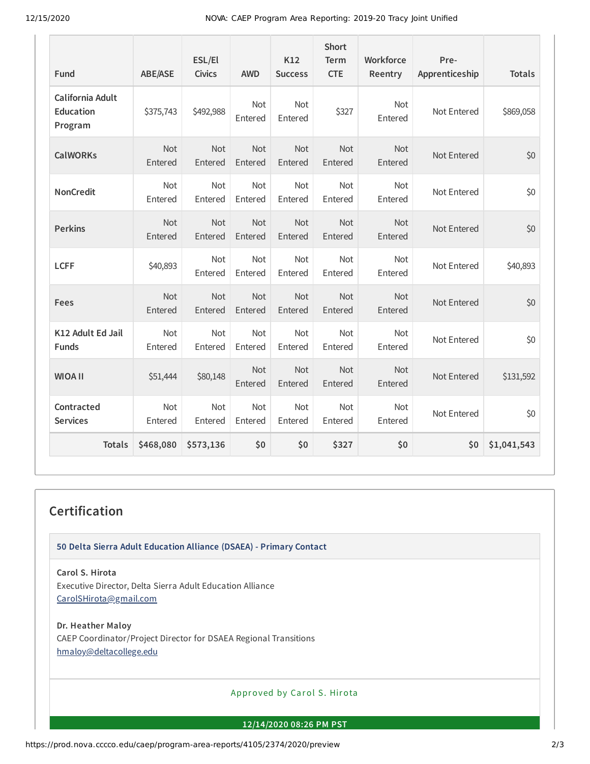| Fund | ABE/ASE | ESL/El Civics | AWD | K12 Success | Short Term CTE | Workforce Reentry | Pre-Apprenticeship | Totals |
|---|---|---|---|---|---|---|---|---|
| California Adult Education Program | $375,743 | $492,988 | Not Entered | Not Entered | $327 | Not Entered | Not Entered | $869,058 |
| CalWORKs | Not Entered | Not Entered | Not Entered | Not Entered | Not Entered | Not Entered | Not Entered | $0 |
| NonCredit | Not Entered | Not Entered | Not Entered | Not Entered | Not Entered | Not Entered | Not Entered | $0 |
| Perkins | Not Entered | Not Entered | Not Entered | Not Entered | Not Entered | Not Entered | Not Entered | $0 |
| LCFF | $40,893 | Not Entered | Not Entered | Not Entered | Not Entered | Not Entered | Not Entered | $40,893 |
| Fees | Not Entered | Not Entered | Not Entered | Not Entered | Not Entered | Not Entered | Not Entered | $0 |
| K12 Adult Ed Jail Funds | Not Entered | Not Entered | Not Entered | Not Entered | Not Entered | Not Entered | Not Entered | $0 |
| WIOA II | $51,444 | $80,148 | Not Entered | Not Entered | Not Entered | Not Entered | Not Entered | $131,592 |
| Contracted Services | Not Entered | Not Entered | Not Entered | Not Entered | Not Entered | Not Entered | Not Entered | $0 |
| **Totals** | **$468,080** | **$573,136** | **$0** | **$0** | **$327** | **$0** | **$0** | **$1,041,543** |

## Certification

**50 Delta Sierra Adult Education Alliance (DSAEA) - Primary Contact**

**Carol S. Hirota**
Executive Director, Delta Sierra Adult Education Alliance
CarolSHirota@gmail.com

**Dr. Heather Maloy**
CAEP Coordinator/Project Director for DSAEA Regional Transitions
hmaloy@deltacollege.edu

Approved by Carol S. Hirota

**12/14/2020 08:26 PM PST**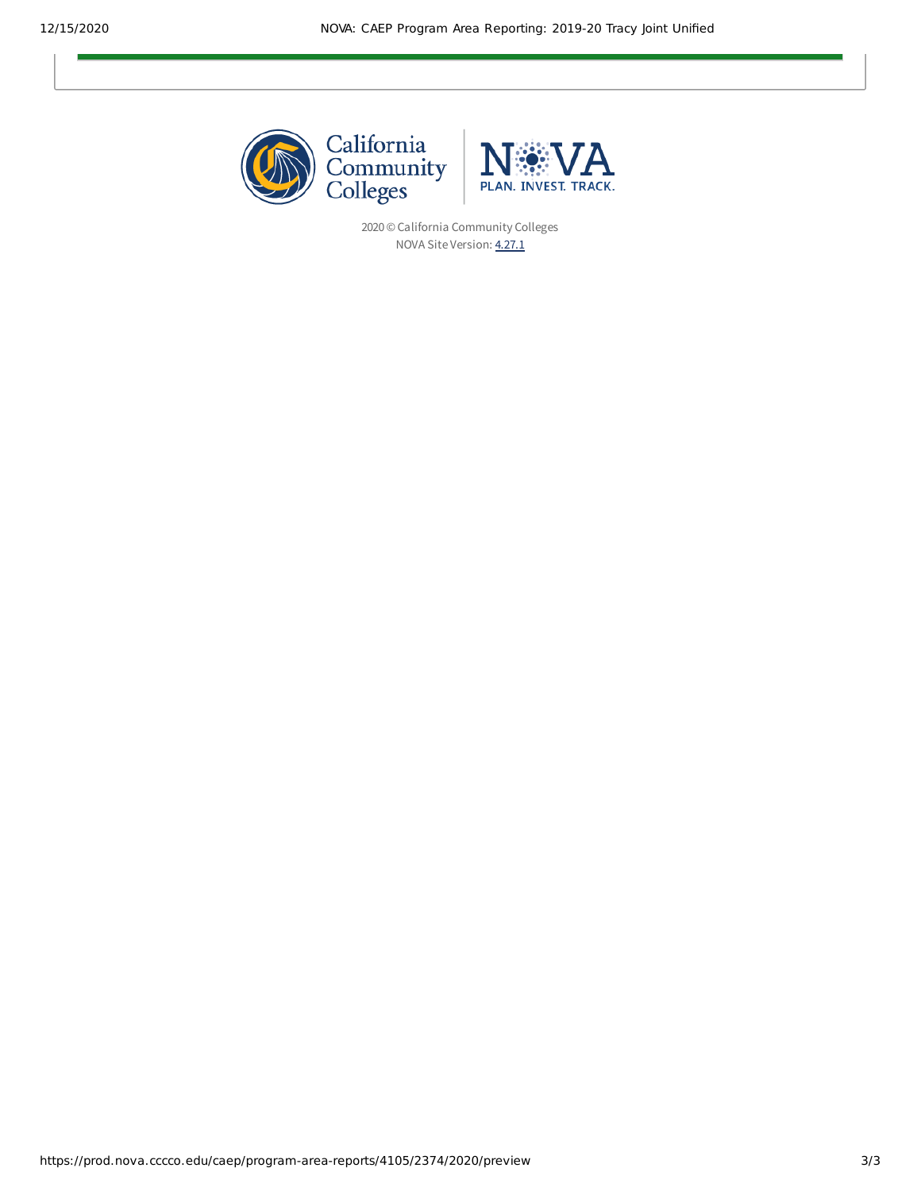2020 © California Community Colleges
NOVA Site Version: 4.27.1